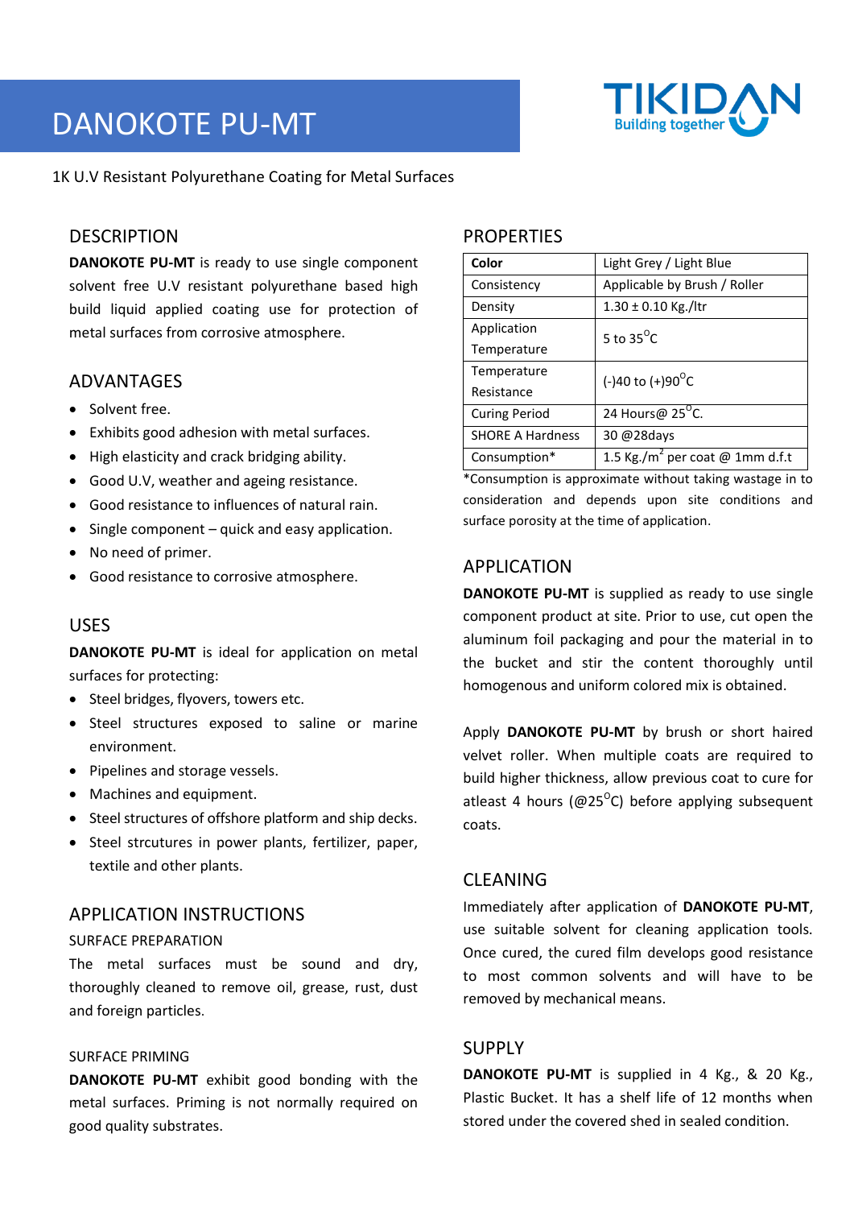# DANOKOTE PU-MT

1K U.V Resistant Polyurethane Coating for Metal Surfaces

## DESCRIPTION

**DANOKOTE PU-MT** is ready to use single component solvent free U.V resistant polyurethane based high build liquid applied coating use for protection of metal surfaces from corrosive atmosphere.

## ADVANTAGES

- Solvent free.
- Exhibits good adhesion with metal surfaces.
- High elasticity and crack bridging ability.
- Good U.V, weather and ageing resistance.
- Good resistance to influences of natural rain.
- Single component – quick and easy application.
- No need of primer.
- Good resistance to corrosive atmosphere.

## USES

**DANOKOTE PU-MT** is ideal for application on metal surfaces for protecting:

- Steel bridges, flyovers, towers etc.
- Steel structures exposed to saline or marine environment.
- Pipelines and storage vessels.
- Machines and equipment.
- Steel structures of offshore platform and ship decks.
- Steel strcutures in power plants, fertilizer, paper, textile and other plants.

## APPLICATION INSTRUCTIONS

### SURFACE PREPARATION

The metal surfaces must be sound and dry, thoroughly cleaned to remove oil, grease, rust, dust and foreign particles.

### SURFACE PRIMING

**DANOKOTE PU-MT** exhibit good bonding with the metal surfaces. Priming is not normally required on good quality substrates.

## PROPERTIES

| **Color** | Light Grey / Light Blue |
|---|---|
| Consistency | Applicable by Brush / Roller |
| Density | 1.30 ± 0.10 Kg./ltr |
| Application Temperature | 5 to 35$^{O}$C |
| Temperature Resistance | (-)40 to (+)90$^{O}$C |
| Curing Period | 24 Hours@ 25$^{O}$C. |
| SHORE A Hardness | 30 @28days |
| Consumption* | 1.5 Kg./m$^{2}$ per coat @ 1mm d.f.t |

*Consumption is approximate without taking wastage in to consideration and depends upon site conditions and surface porosity at the time of application.

## APPLICATION

**DANOKOTE PU-MT** is supplied as ready to use single component product at site. Prior to use, cut open the aluminum foil packaging and pour the material in to the bucket and stir the content thoroughly until homogenous and uniform colored mix is obtained.

Apply **DANOKOTE PU-MT** by brush or short haired velvet roller. When multiple coats are required to build higher thickness, allow previous coat to cure for atleast 4 hours (@25$^{O}$C) before applying subsequent coats.

## CLEANING

Immediately after application of **DANOKOTE PU-MT**, use suitable solvent for cleaning application tools. Once cured, the cured film develops good resistance to most common solvents and will have to be removed by mechanical means.

## SUPPLY

**DANOKOTE PU-MT** is supplied in 4 Kg., & 20 Kg., Plastic Bucket. It has a shelf life of 12 months when stored under the covered shed in sealed condition.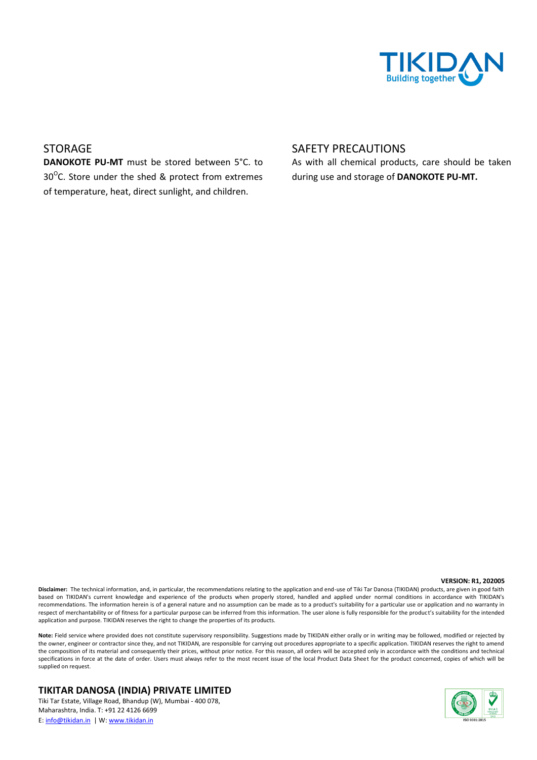## STORAGE

**DANOKOTE PU-MT** must be stored between 5°C. to 30$^{O}$C. Store under the shed & protect from extremes of temperature, heat, direct sunlight, and children.

## SAFETY PRECAUTIONS

As with all chemical products, care should be taken during use and storage of **DANOKOTE PU-MT.**

**VERSION: R1, 202005**

**Disclaimer:** The technical information, and, in particular, the recommendations relating to the application and end-use of Tiki Tar Danosa (TIKIDAN) products, are given in good faith based on TIKIDAN's current knowledge and experience of the products when properly stored, handled and applied under normal conditions in accordance with TIKIDAN's recommendations. The information herein is of a general nature and no assumption can be made as to a product's suitability for a particular use or application and no warranty in respect of merchantability or of fitness for a particular purpose can be inferred from this information. The user alone is fully responsible for the product's suitability for the intended application and purpose. TIKIDAN reserves the right to change the properties of its products.

**Note:** Field service where provided does not constitute supervisory responsibility. Suggestions made by TIKIDAN either orally or in writing may be followed, modified or rejected by the owner, engineer or contractor since they, and not TIKIDAN, are responsible for carrying out procedures appropriate to a specific application. TIKIDAN reserves the right to amend the composition of its material and consequently their prices, without prior notice. For this reason, all orders will be accepted only in accordance with the conditions and technical specifications in force at the date of order. Users must always refer to the most recent issue of the local Product Data Sheet for the product concerned, copies of which will be supplied on request.

**TIKITAR DANOSA (INDIA) PRIVATE LIMITED**
Tiki Tar Estate, Village Road, Bhandup (W), Mumbai - 400 078,
Maharashtra, India. T: +91 22 4126 6699
E: info@tikidan.in | W: www.tikidan.in

ISO 9001:2015